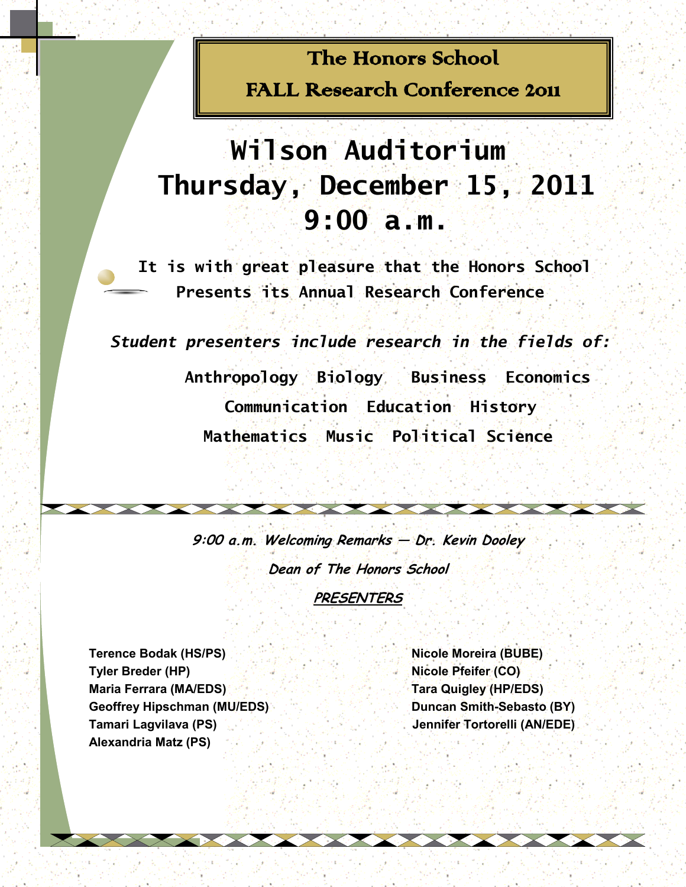# The Honors School

## FALL Research Conference 2011

## Wilson Auditorium
## Thursday, December 15, 2011
## 9:00 a.m.

**It is with great pleasure that the Honors School Presents its Annual Research Conference**

***Student presenters include research in the fields of:***

**Anthropology Biology Business Economics**

**Communication Education History**

**Mathematics Music Political Science**

***9:00 a.m. Welcoming Remarks — Dr. Kevin Dooley***

***Dean of The Honors School***

***PRESENTERS***

**Terence Bodak (HS/PS)**
**Tyler Breder (HP)**
**Maria Ferrara (MA/EDS)**
**Geoffrey Hipschman (MU/EDS)**
**Tamari Lagvilava (PS)**
**Alexandria Matz (PS)**
**Nicole Moreira (BUBE)**
**Nicole Pfeifer (CO)**
**Tara Quigley (HP/EDS)**
**Duncan Smith-Sebasto (BY)**
**Jennifer Tortorelli (AN/EDE)**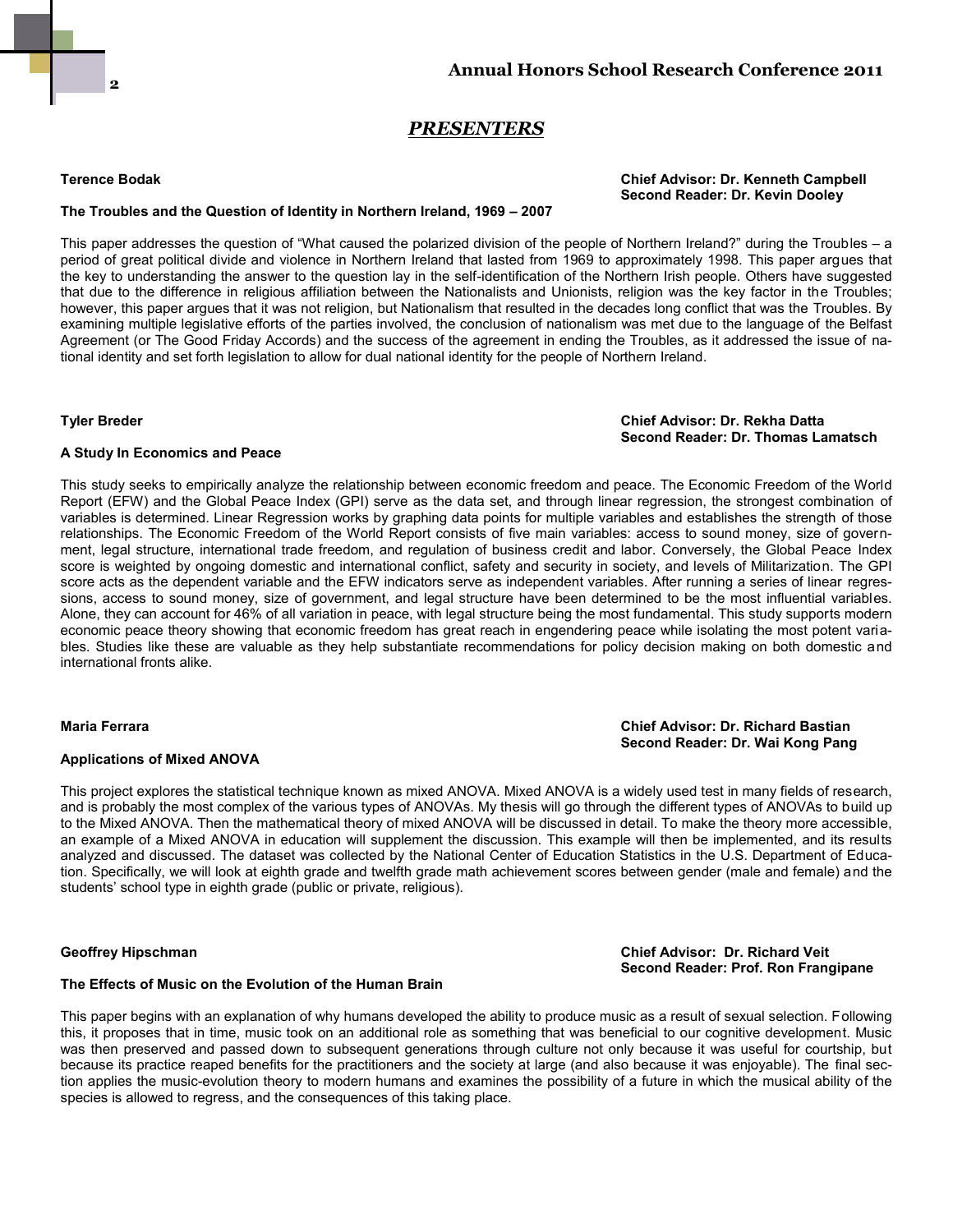## *PRESENTERS*

**Terence Bodak**

**Chief Advisor: Dr. Kenneth Campbell**
**Second Reader: Dr. Kevin Dooley**

**The Troubles and the Question of Identity in Northern Ireland, 1969 – 2007**

This paper addresses the question of "What caused the polarized division of the people of Northern Ireland?" during the Troubles – a period of great political divide and violence in Northern Ireland that lasted from 1969 to approximately 1998. This paper argues that the key to understanding the answer to the question lay in the self-identification of the Northern Irish people. Others have suggested that due to the difference in religious affiliation between the Nationalists and Unionists, religion was the key factor in the Troubles; however, this paper argues that it was not religion, but Nationalism that resulted in the decades long conflict that was the Troubles. By examining multiple legislative efforts of the parties involved, the conclusion of nationalism was met due to the language of the Belfast Agreement (or The Good Friday Accords) and the success of the agreement in ending the Troubles, as it addressed the issue of national identity and set forth legislation to allow for dual national identity for the people of Northern Ireland.

**Tyler Breder**

**Chief Advisor: Dr. Rekha Datta**
**Second Reader: Dr. Thomas Lamatsch**

**A Study In Economics and Peace**

This study seeks to empirically analyze the relationship between economic freedom and peace. The Economic Freedom of the World Report (EFW) and the Global Peace Index (GPI) serve as the data set, and through linear regression, the strongest combination of variables is determined. Linear Regression works by graphing data points for multiple variables and establishes the strength of those relationships. The Economic Freedom of the World Report consists of five main variables: access to sound money, size of government, legal structure, international trade freedom, and regulation of business credit and labor. Conversely, the Global Peace Index score is weighted by ongoing domestic and international conflict, safety and security in society, and levels of Militarization. The GPI score acts as the dependent variable and the EFW indicators serve as independent variables. After running a series of linear regressions, access to sound money, size of government, and legal structure have been determined to be the most influential variables. Alone, they can account for 46% of all variation in peace, with legal structure being the most fundamental. This study supports modern economic peace theory showing that economic freedom has great reach in engendering peace while isolating the most potent variables. Studies like these are valuable as they help substantiate recommendations for policy decision making on both domestic and international fronts alike.

**Maria Ferrara**

**Chief Advisor: Dr. Richard Bastian**
**Second Reader: Dr. Wai Kong Pang**

**Applications of Mixed ANOVA**

This project explores the statistical technique known as mixed ANOVA. Mixed ANOVA is a widely used test in many fields of research, and is probably the most complex of the various types of ANOVAs. My thesis will go through the different types of ANOVAs to build up to the Mixed ANOVA. Then the mathematical theory of mixed ANOVA will be discussed in detail. To make the theory more accessible, an example of a Mixed ANOVA in education will supplement the discussion. This example will then be implemented, and its results analyzed and discussed. The dataset was collected by the National Center of Education Statistics in the U.S. Department of Education. Specifically, we will look at eighth grade and twelfth grade math achievement scores between gender (male and female) and the students' school type in eighth grade (public or private, religious).

**Geoffrey Hipschman**

**Chief Advisor: Dr. Richard Veit**
**Second Reader: Prof. Ron Frangipane**

**The Effects of Music on the Evolution of the Human Brain**

This paper begins with an explanation of why humans developed the ability to produce music as a result of sexual selection. Following this, it proposes that in time, music took on an additional role as something that was beneficial to our cognitive development. Music was then preserved and passed down to subsequent generations through culture not only because it was useful for courtship, but because its practice reaped benefits for the practitioners and the society at large (and also because it was enjoyable). The final section applies the music-evolution theory to modern humans and examines the possibility of a future in which the musical ability of the species is allowed to regress, and the consequences of this taking place.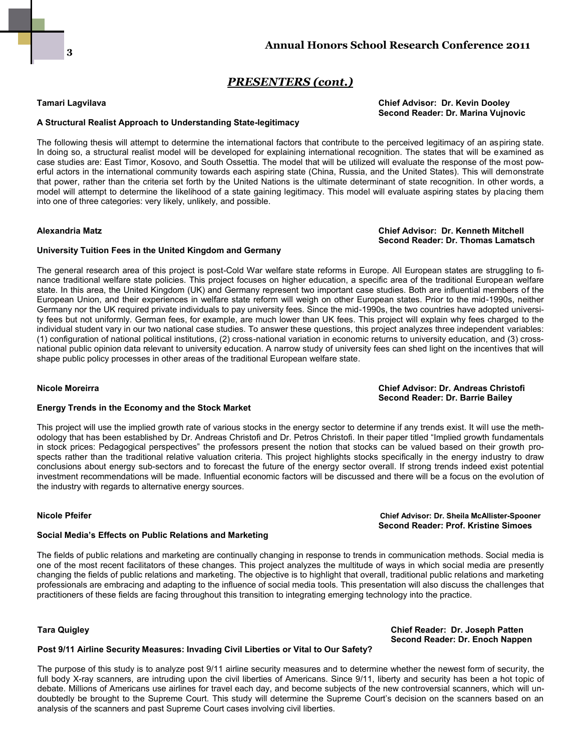## *PRESENTERS (cont.)*

**Tamari Lagvilava**

**Chief Advisor: Dr. Kevin Dooley**
**Second Reader: Dr. Marina Vujnovic**

**A Structural Realist Approach to Understanding State-legitimacy**

The following thesis will attempt to determine the international factors that contribute to the perceived legitimacy of an aspiring state. In doing so, a structural realist model will be developed for explaining international recognition. The states that will be examined as case studies are: East Timor, Kosovo, and South Ossettia. The model that will be utilized will evaluate the response of the most powerful actors in the international community towards each aspiring state (China, Russia, and the United States). This will demonstrate that power, rather than the criteria set forth by the United Nations is the ultimate determinant of state recognition. In other words, a model will attempt to determine the likelihood of a state gaining legitimacy. This model will evaluate aspiring states by placing them into one of three categories: very likely, unlikely, and possible.

**Alexandria Matz**

**Chief Advisor: Dr. Kenneth Mitchell**
**Second Reader: Dr. Thomas Lamatsch**

**University Tuition Fees in the United Kingdom and Germany**

The general research area of this project is post-Cold War welfare state reforms in Europe. All European states are struggling to finance traditional welfare state policies. This project focuses on higher education, a specific area of the traditional European welfare state. In this area, the United Kingdom (UK) and Germany represent two important case studies. Both are influential members of the European Union, and their experiences in welfare state reform will weigh on other European states. Prior to the mid-1990s, neither Germany nor the UK required private individuals to pay university fees. Since the mid-1990s, the two countries have adopted university fees but not uniformly. German fees, for example, are much lower than UK fees. This project will explain why fees charged to the individual student vary in our two national case studies. To answer these questions, this project analyzes three independent variables: (1) configuration of national political institutions, (2) cross-national variation in economic returns to university education, and (3) cross-national public opinion data relevant to university education. A narrow study of university fees can shed light on the incentives that will shape public policy processes in other areas of the traditional European welfare state.

**Nicole Moreirra**

**Chief Advisor: Dr. Andreas Christofi**
**Second Reader: Dr. Barrie Bailey**

**Energy Trends in the Economy and the Stock Market**

This project will use the implied growth rate of various stocks in the energy sector to determine if any trends exist. It will use the methodology that has been established by Dr. Andreas Christofi and Dr. Petros Christofi. In their paper titled "Implied growth fundamentals in stock prices: Pedagogical perspectives" the professors present the notion that stocks can be valued based on their growth prospects rather than the traditional relative valuation criteria. This project highlights stocks specifically in the energy industry to draw conclusions about energy sub-sectors and to forecast the future of the energy sector overall. If strong trends indeed exist potential investment recommendations will be made. Influential economic factors will be discussed and there will be a focus on the evolution of the industry with regards to alternative energy sources.

**Nicole Pfeifer**

**Chief Advisor: Dr. Sheila McAllister-Spooner**
**Second Reader: Prof. Kristine Simoes**

**Social Media's Effects on Public Relations and Marketing**

The fields of public relations and marketing are continually changing in response to trends in communication methods. Social media is one of the most recent facilitators of these changes. This project analyzes the multitude of ways in which social media are presently changing the fields of public relations and marketing. The objective is to highlight that overall, traditional public relations and marketing professionals are embracing and adapting to the influence of social media tools. This presentation will also discuss the challenges that practitioners of these fields are facing throughout this transition to integrating emerging technology into the practice.

**Tara Quigley**

**Chief Reader: Dr. Joseph Patten**
**Second Reader: Dr. Enoch Nappen**

**Post 9/11 Airline Security Measures: Invading Civil Liberties or Vital to Our Safety?**

The purpose of this study is to analyze post 9/11 airline security measures and to determine whether the newest form of security, the full body X-ray scanners, are intruding upon the civil liberties of Americans. Since 9/11, liberty and security has been a hot topic of debate. Millions of Americans use airlines for travel each day, and become subjects of the new controversial scanners, which will undoubtedly be brought to the Supreme Court. This study will determine the Supreme Court's decision on the scanners based on an analysis of the scanners and past Supreme Court cases involving civil liberties.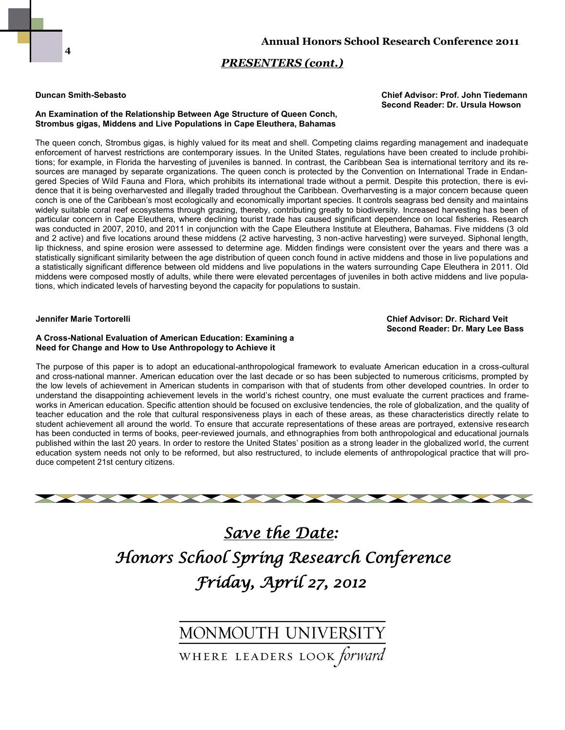## *PRESENTERS (cont.)*

**Duncan Smith-Sebasto**

**Chief Advisor: Prof. John Tiedemann**
**Second Reader: Dr. Ursula Howson**

**An Examination of the Relationship Between Age Structure of Queen Conch, Strombus gigas, Middens and Live Populations in Cape Eleuthera, Bahamas**

The queen conch, Strombus gigas, is highly valued for its meat and shell. Competing claims regarding management and inadequate enforcement of harvest restrictions are contemporary issues. In the United States, regulations have been created to include prohibitions; for example, in Florida the harvesting of juveniles is banned. In contrast, the Caribbean Sea is international territory and its resources are managed by separate organizations. The queen conch is protected by the Convention on International Trade in Endangered Species of Wild Fauna and Flora, which prohibits its international trade without a permit. Despite this protection, there is evidence that it is being overharvested and illegally traded throughout the Caribbean. Overharvesting is a major concern because queen conch is one of the Caribbean's most ecologically and economically important species. It controls seagrass bed density and maintains widely suitable coral reef ecosystems through grazing, thereby, contributing greatly to biodiversity. Increased harvesting has been of particular concern in Cape Eleuthera, where declining tourist trade has caused significant dependence on local fisheries. Research was conducted in 2007, 2010, and 2011 in conjunction with the Cape Eleuthera Institute at Eleuthera, Bahamas. Five middens (3 old and 2 active) and five locations around these middens (2 active harvesting, 3 non-active harvesting) were surveyed. Siphonal length, lip thickness, and spine erosion were assessed to determine age. Midden findings were consistent over the years and there was a statistically significant similarity between the age distribution of queen conch found in active middens and those in live populations and a statistically significant difference between old middens and live populations in the waters surrounding Cape Eleuthera in 2011. Old middens were composed mostly of adults, while there were elevated percentages of juveniles in both active middens and live populations, which indicated levels of harvesting beyond the capacity for populations to sustain.

**Jennifer Marie Tortorelli**

**Chief Advisor: Dr. Richard Veit**
**Second Reader: Dr. Mary Lee Bass**

**A Cross-National Evaluation of American Education: Examining a Need for Change and How to Use Anthropology to Achieve it**

The purpose of this paper is to adopt an educational-anthropological framework to evaluate American education in a cross-cultural and cross-national manner. American education over the last decade or so has been subjected to numerous criticisms, prompted by the low levels of achievement in American students in comparison with that of students from other developed countries. In order to understand the disappointing achievement levels in the world's richest country, one must evaluate the current practices and frameworks in American education. Specific attention should be focused on exclusive tendencies, the role of globalization, and the quality of teacher education and the role that cultural responsiveness plays in each of these areas, as these characteristics directly relate to student achievement all around the world. To ensure that accurate representations of these areas are portrayed, extensive research has been conducted in terms of books, peer-reviewed journals, and ethnographies from both anthropological and educational journals published within the last 20 years. In order to restore the United States' position as a strong leader in the globalized world, the current education system needs not only to be reformed, but also restructured, to include elements of anthropological practice that will produce competent 21st century citizens.

## *Save the Date:*
## *Honors School Spring Research Conference*
## *Friday, April 27, 2012*

MONMOUTH UNIVERSITY
WHERE LEADERS LOOK *forward*